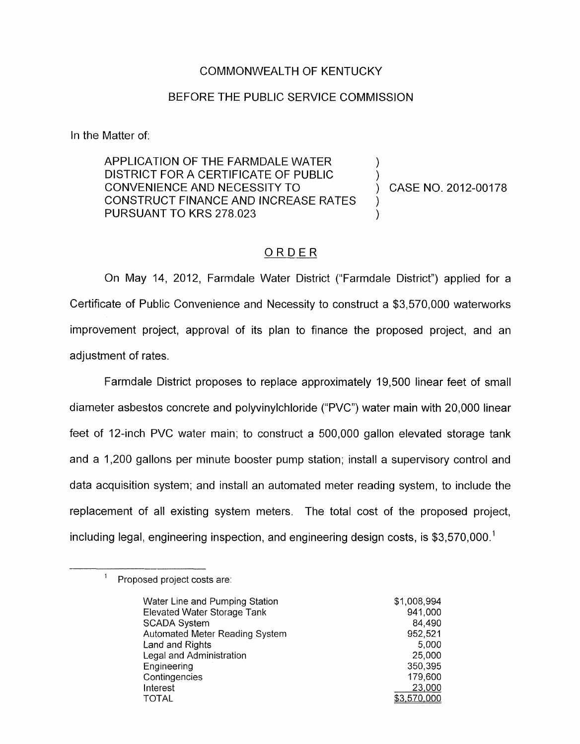COMMONWEALTH OF KENTUCKY

BEFORE THE PUBLIC SERVICE COMMISSION

In the Matter of:

| | | |
|---|---|---|
| APPLICATION OF THE FARMDALE WATER DISTRICT FOR A CERTIFICATE OF PUBLIC CONVENIENCE AND NECESSITY TO CONSTRUCT FINANCE AND INCREASE RATES PURSUANT TO KRS 278.023 | ) | CASE NO. 2012-00178 |

## ORDER

On May 14, 2012, Farmdale Water District ("Farmdale District") applied for a Certificate of Public Convenience and Necessity to construct a \$3,570,000 waterworks improvement project, approval of its plan to finance the proposed project, and an adjustment of rates.

Farmdale District proposes to replace approximately 19,500 linear feet of small diameter asbestos concrete and polyvinylchloride ("PVC") water main with 20,000 linear feet of 12-inch PVC water main; to construct a 500,000 gallon elevated storage tank and a 1,200 gallons per minute booster pump station; install a supervisory control and data acquisition system; and install an automated meter reading system, to include the replacement of all existing system meters. The total cost of the proposed project, including legal, engineering inspection, and engineering design costs, is \$3,570,000.[1]

---

[1] Proposed project costs are:

| | |
|---|---|
| Water Line and Pumping Station | \$1,008,994 |
| Elevated Water Storage Tank | 941,000 |
| SCADA System | 84,490 |
| Automated Meter Reading System | 952,521 |
| Land and Rights | 5,000 |
| Legal and Administration | 25,000 |
| Engineering | 350,395 |
| Contingencies | 179,600 |
| Interest | 23,000 |
| TOTAL | \$3,570,000 |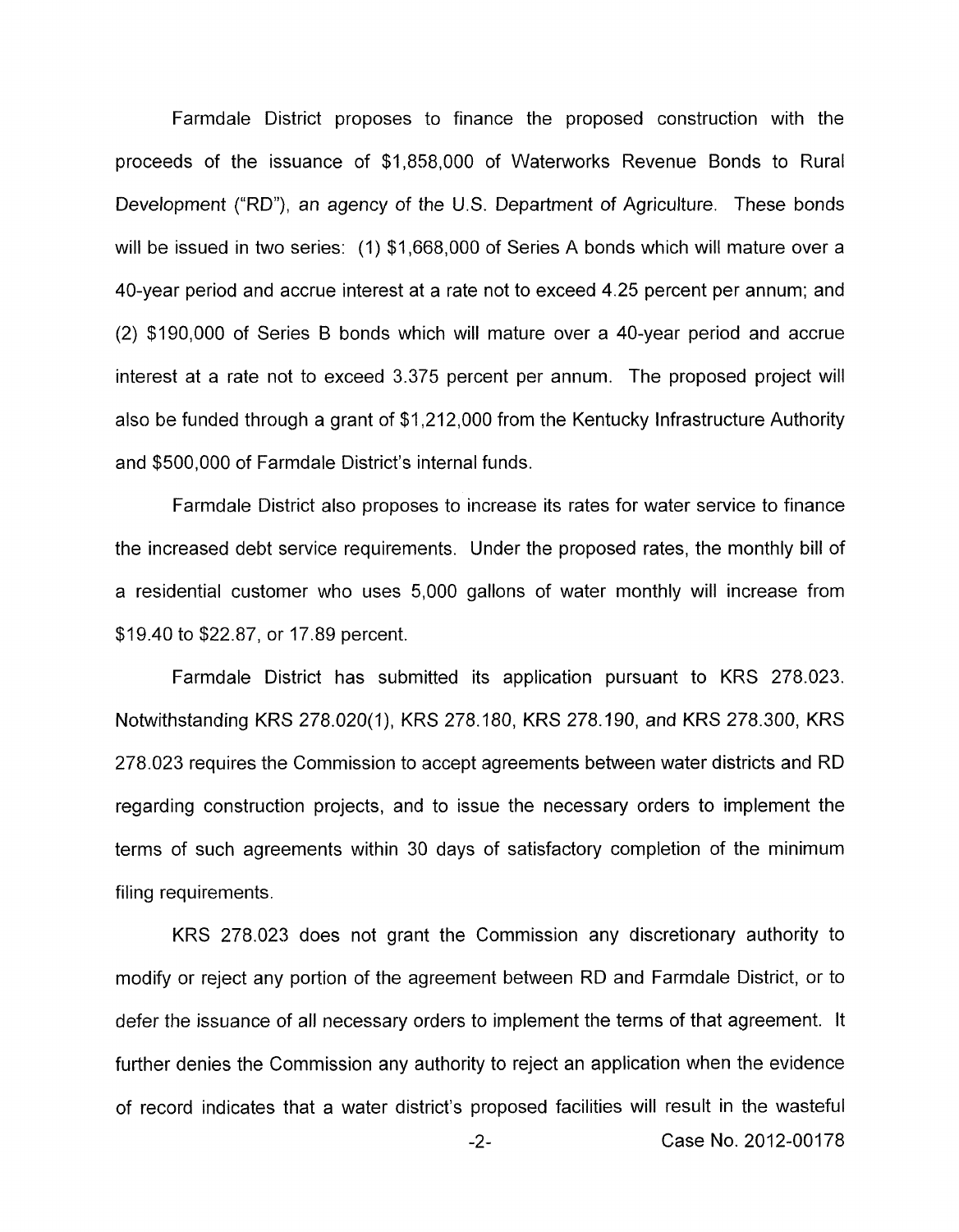Farmdale District proposes to finance the proposed construction with the proceeds of the issuance of $1,858,000 of Waterworks Revenue Bonds to Rural Development ("RD"), an agency of the U.S. Department of Agriculture. These bonds will be issued in two series: (1) $1,668,000 of Series A bonds which will mature over a 40-year period and accrue interest at a rate not to exceed 4.25 percent per annum; and (2) $190,000 of Series B bonds which will mature over a 40-year period and accrue interest at a rate not to exceed 3.375 percent per annum. The proposed project will also be funded through a grant of $1,212,000 from the Kentucky Infrastructure Authority and $500,000 of Farmdale District's internal funds.

Farmdale District also proposes to increase its rates for water service to finance the increased debt service requirements. Under the proposed rates, the monthly bill of a residential customer who uses 5,000 gallons of water monthly will increase from $19.40 to $22.87, or 17.89 percent.

Farmdale District has submitted its application pursuant to KRS 278.023. Notwithstanding KRS 278.020(1), KRS 278.180, KRS 278.190, and KRS 278.300, KRS 278.023 requires the Commission to accept agreements between water districts and RD regarding construction projects, and to issue the necessary orders to implement the terms of such agreements within 30 days of satisfactory completion of the minimum filing requirements.

KRS 278.023 does not grant the Commission any discretionary authority to modify or reject any portion of the agreement between RD and Farmdale District, or to defer the issuance of all necessary orders to implement the terms of that agreement. It further denies the Commission any authority to reject an application when the evidence of record indicates that a water district's proposed facilities will result in the wasteful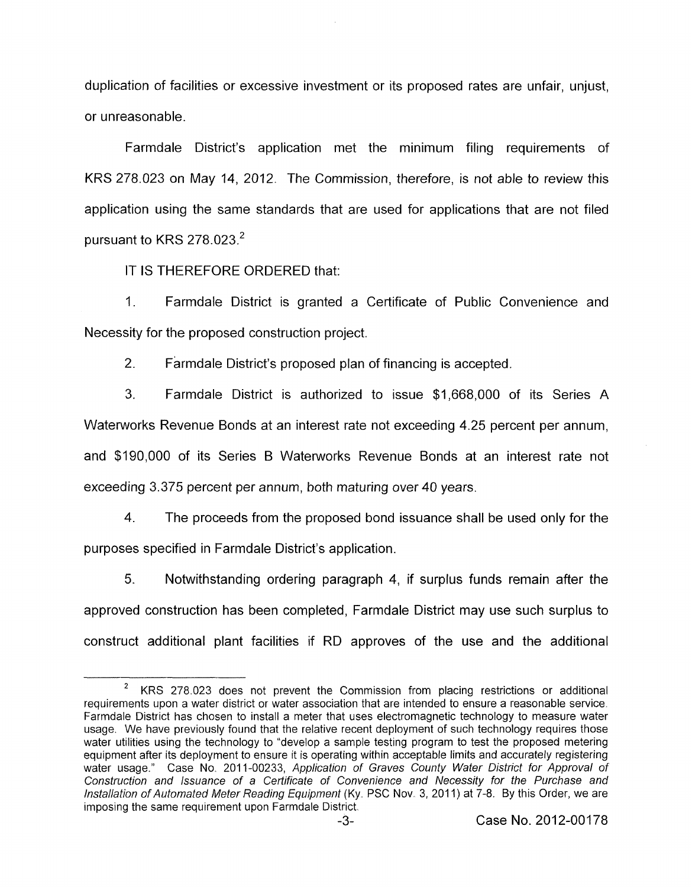duplication of facilities or excessive investment or its proposed rates are unfair, unjust, or unreasonable.

Farmdale District's application met the minimum filing requirements of KRS 278.023 on May 14, 2012. The Commission, therefore, is not able to review this application using the same standards that are used for applications that are not filed pursuant to KRS 278.023.[2]

IT IS THEREFORE ORDERED that:

1. Farmdale District is granted a Certificate of Public Convenience and Necessity for the proposed construction project.

2. Farmdale District's proposed plan of financing is accepted.

3. Farmdale District is authorized to issue $1,668,000 of its Series A Waterworks Revenue Bonds at an interest rate not exceeding 4.25 percent per annum, and $190,000 of its Series B Waterworks Revenue Bonds at an interest rate not exceeding 3.375 percent per annum, both maturing over 40 years.

4. The proceeds from the proposed bond issuance shall be used only for the purposes specified in Farmdale District's application.

5. Notwithstanding ordering paragraph 4, if surplus funds remain after the approved construction has been completed, Farmdale District may use such surplus to construct additional plant facilities if RD approves of the use and the additional

---

[2] KRS 278.023 does not prevent the Commission from placing restrictions or additional requirements upon a water district or water association that are intended to ensure a reasonable service. Farmdale District has chosen to install a meter that uses electromagnetic technology to measure water usage. We have previously found that the relative recent deployment of such technology requires those water utilities using the technology to "develop a sample testing program to test the proposed metering equipment after its deployment to ensure it is operating within acceptable limits and accurately registering water usage." Case No. 2011-00233, *Application of Graves County Water District for Approval of Construction and Issuance of a Certificate of Convenience and Necessity for the Purchase and Installation of Automated Meter Reading Equipment* (Ky. PSC Nov. 3, 2011) at 7-8. By this Order, we are imposing the same requirement upon Farmdale District.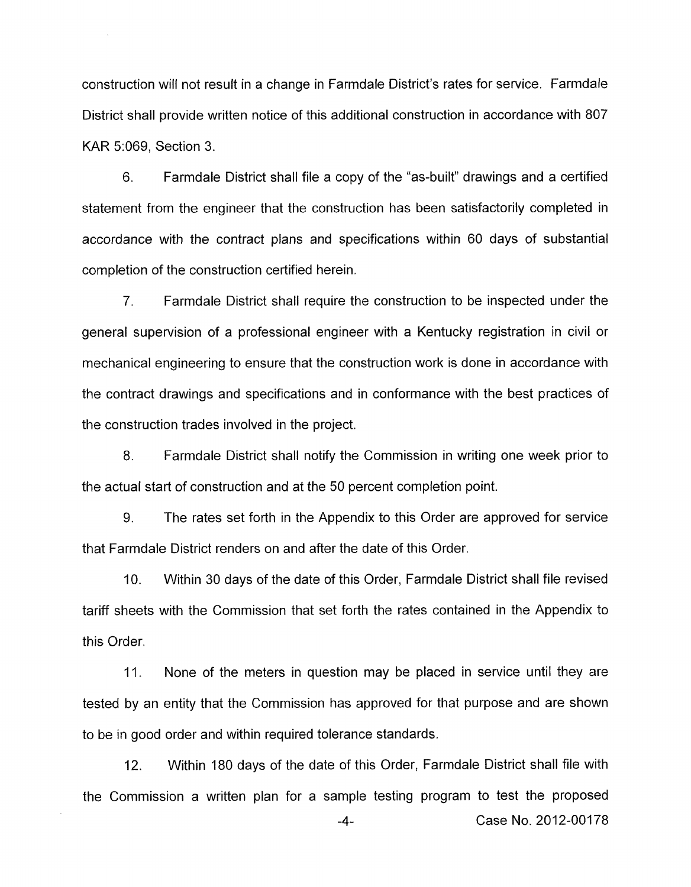construction will not result in a change in Farmdale District's rates for service. Farmdale District shall provide written notice of this additional construction in accordance with 807 KAR 5:069, Section 3.

6. Farmdale District shall file a copy of the "as-built" drawings and a certified statement from the engineer that the construction has been satisfactorily completed in accordance with the contract plans and specifications within 60 days of substantial completion of the construction certified herein.

7. Farmdale District shall require the construction to be inspected under the general supervision of a professional engineer with a Kentucky registration in civil or mechanical engineering to ensure that the construction work is done in accordance with the contract drawings and specifications and in conformance with the best practices of the construction trades involved in the project.

8. Farmdale District shall notify the Commission in writing one week prior to the actual start of construction and at the 50 percent completion point.

9. The rates set forth in the Appendix to this Order are approved for service that Farmdale District renders on and after the date of this Order.

10. Within 30 days of the date of this Order, Farmdale District shall file revised tariff sheets with the Commission that set forth the rates contained in the Appendix to this Order.

11. None of the meters in question may be placed in service until they are tested by an entity that the Commission has approved for that purpose and are shown to be in good order and within required tolerance standards.

12. Within 180 days of the date of this Order, Farmdale District shall file with the Commission a written plan for a sample testing program to test the proposed

Case No. 2012-00178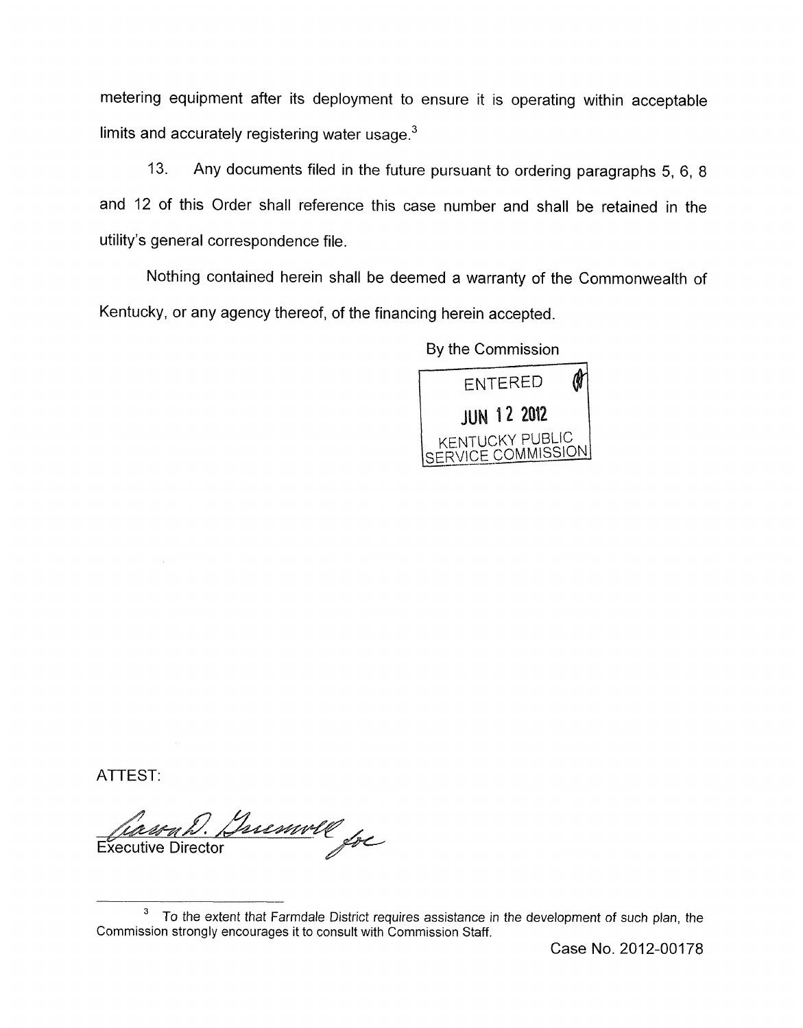metering equipment after its deployment to ensure it is operating within acceptable limits and accurately registering water usage.[3]

13. Any documents filed in the future pursuant to ordering paragraphs 5, 6, 8 and 12 of this Order shall reference this case number and shall be retained in the utility's general correspondence file.

Nothing contained herein shall be deemed a warranty of the Commonwealth of Kentucky, or any agency thereof, of the financing herein accepted.

By the Commission

ENTERED
JUN 12 2012
KENTUCKY PUBLIC SERVICE COMMISSION

ATTEST:

Executive Director

[3] To the extent that Farmdale District requires assistance in the development of such plan, the Commission strongly encourages it to consult with Commission Staff.

Case No. 2012-00178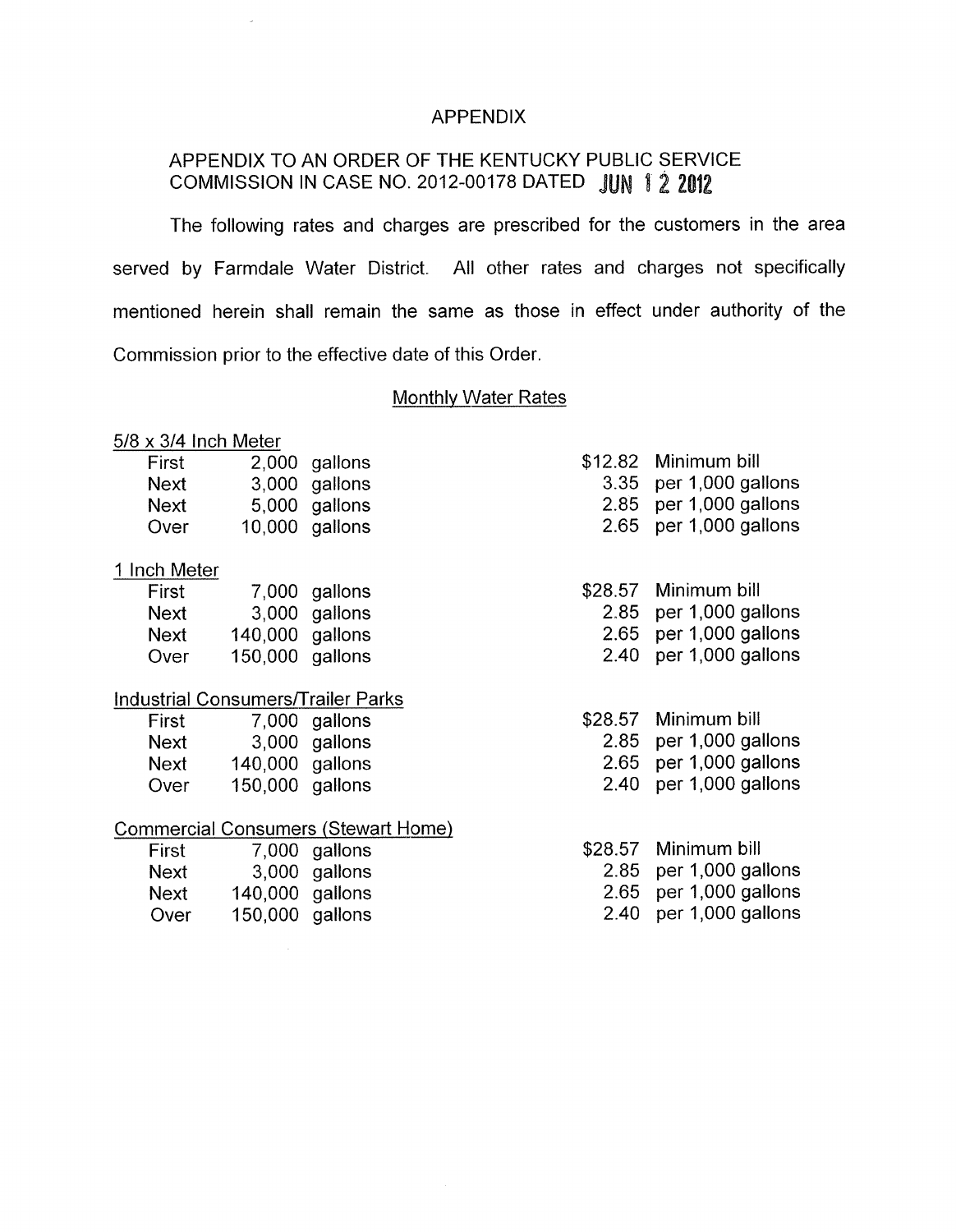# APPENDIX

## APPENDIX TO AN ORDER OF THE KENTUCKY PUBLIC SERVICE COMMISSION IN CASE NO. 2012-00178 DATED JUN 12 2012

The following rates and charges are prescribed for the customers in the area served by Farmdale Water District. All other rates and charges not specifically mentioned herein shall remain the same as those in effect under authority of the Commission prior to the effective date of this Order.

### Monthly Water Rates

**5/8 x 3/4 Inch Meter**

| | | | | |
|---|---|---|---|---|
| First | 2,000 | gallons | \$12.82 | Minimum bill |
| Next | 3,000 | gallons | 3.35 | per 1,000 gallons |
| Next | 5,000 | gallons | 2.85 | per 1,000 gallons |
| Over | 10,000 | gallons | 2.65 | per 1,000 gallons |

**1 Inch Meter**

| | | | | |
|---|---|---|---|---|
| First | 7,000 | gallons | \$28.57 | Minimum bill |
| Next | 3,000 | gallons | 2.85 | per 1,000 gallons |
| Next | 140,000 | gallons | 2.65 | per 1,000 gallons |
| Over | 150,000 | gallons | 2.40 | per 1,000 gallons |

**Industrial Consumers/Trailer Parks**

| | | | | |
|---|---|---|---|---|
| First | 7,000 | gallons | \$28.57 | Minimum bill |
| Next | 3,000 | gallons | 2.85 | per 1,000 gallons |
| Next | 140,000 | gallons | 2.65 | per 1,000 gallons |
| Over | 150,000 | gallons | 2.40 | per 1,000 gallons |

**Commercial Consumers (Stewart Home)**

| | | | | |
|---|---|---|---|---|
| First | 7,000 | gallons | \$28.57 | Minimum bill |
| Next | 3,000 | gallons | 2.85 | per 1,000 gallons |
| Next | 140,000 | gallons | 2.65 | per 1,000 gallons |
| Over | 150,000 | gallons | 2.40 | per 1,000 gallons |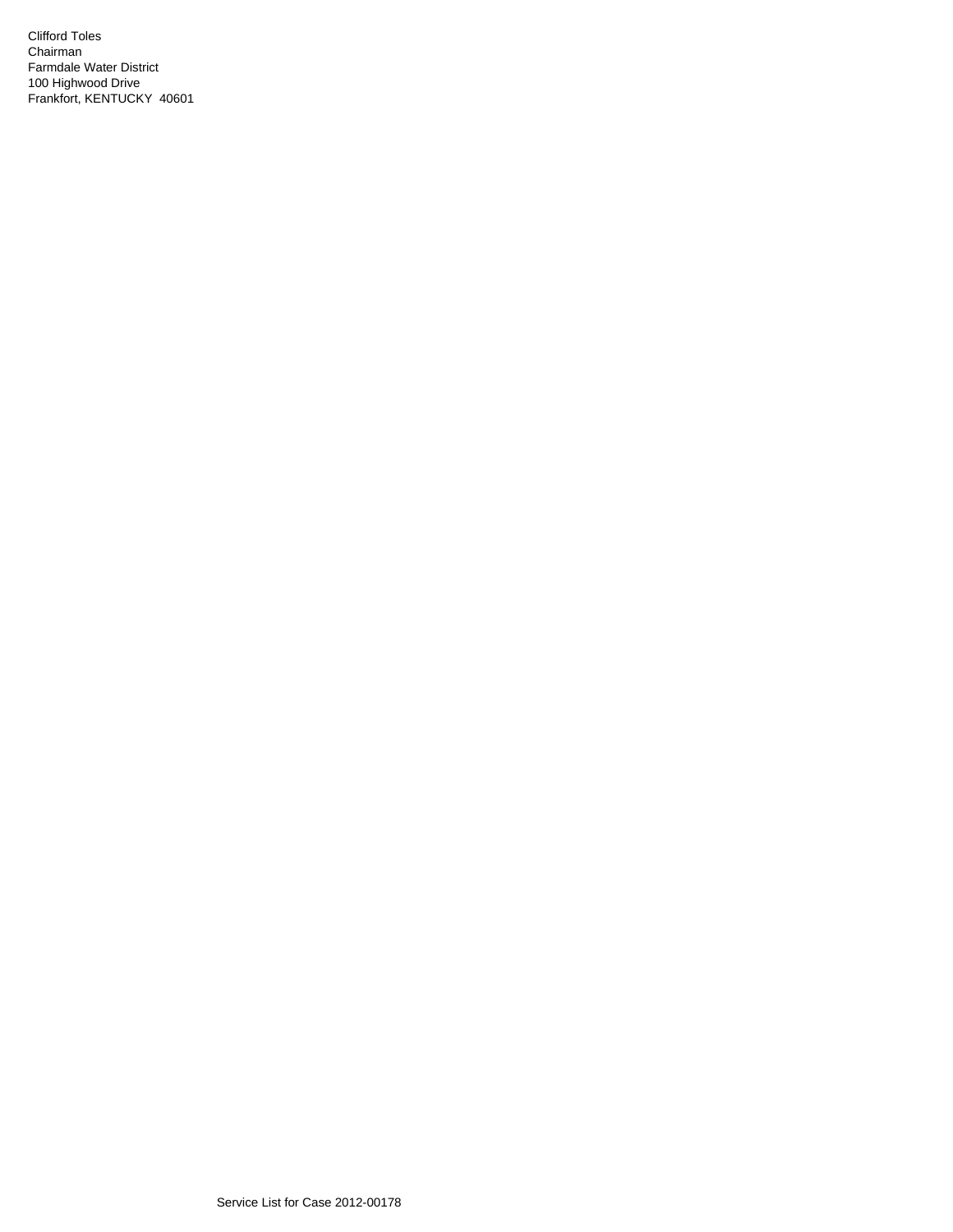Clifford Toles
Chairman
Farmdale Water District
100 Highwood Drive
Frankfort, KENTUCKY  40601

Service List for Case 2012-00178